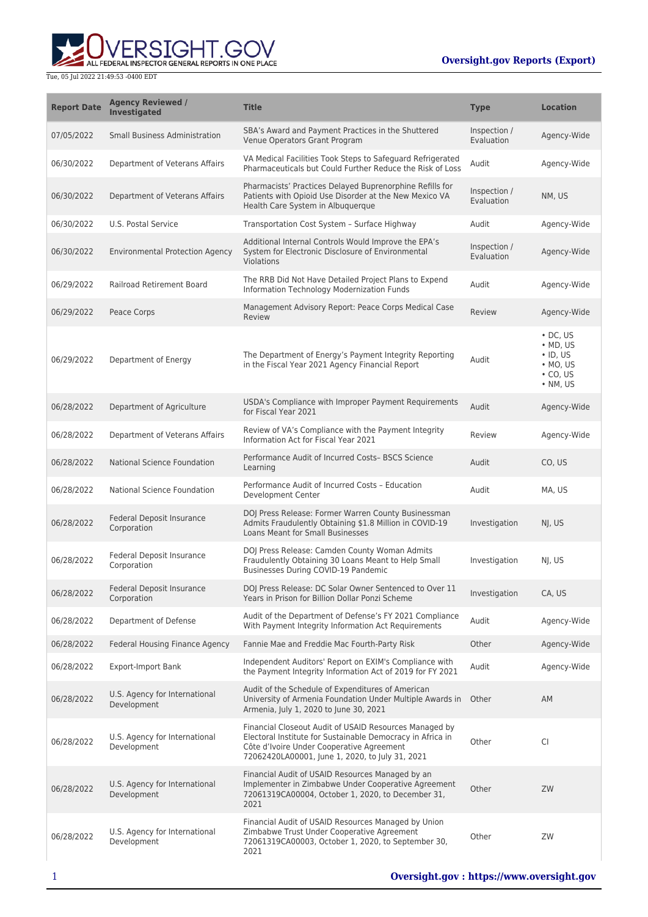Tue, 05 Jul 2022 21:49:53 -0400 EDT

**Oversight.gov Reports (Export)**

| Report Date | Agency Reviewed / Investigated | Title | Type | Location |
|---|---|---|---|---|
| 07/05/2022 | Small Business Administration | SBA's Award and Payment Practices in the Shuttered Venue Operators Grant Program | Inspection / Evaluation | Agency-Wide |
| 06/30/2022 | Department of Veterans Affairs | VA Medical Facilities Took Steps to Safeguard Refrigerated Pharmaceuticals but Could Further Reduce the Risk of Loss | Audit | Agency-Wide |
| 06/30/2022 | Department of Veterans Affairs | Pharmacists' Practices Delayed Buprenorphine Refills for Patients with Opioid Use Disorder at the New Mexico VA Health Care System in Albuquerque | Inspection / Evaluation | NM, US |
| 06/30/2022 | U.S. Postal Service | Transportation Cost System – Surface Highway | Audit | Agency-Wide |
| 06/30/2022 | Environmental Protection Agency | Additional Internal Controls Would Improve the EPA's System for Electronic Disclosure of Environmental Violations | Inspection / Evaluation | Agency-Wide |
| 06/29/2022 | Railroad Retirement Board | The RRB Did Not Have Detailed Project Plans to Expend Information Technology Modernization Funds | Audit | Agency-Wide |
| 06/29/2022 | Peace Corps | Management Advisory Report: Peace Corps Medical Case Review | Review | Agency-Wide |
| 06/29/2022 | Department of Energy | The Department of Energy's Payment Integrity Reporting in the Fiscal Year 2021 Agency Financial Report | Audit | • DC, US<br>• MD, US<br>• ID, US<br>• MO, US<br>• CO, US<br>• NM, US |
| 06/28/2022 | Department of Agriculture | USDA's Compliance with Improper Payment Requirements for Fiscal Year 2021 | Audit | Agency-Wide |
| 06/28/2022 | Department of Veterans Affairs | Review of VA's Compliance with the Payment Integrity Information Act for Fiscal Year 2021 | Review | Agency-Wide |
| 06/28/2022 | National Science Foundation | Performance Audit of Incurred Costs– BSCS Science Learning | Audit | CO, US |
| 06/28/2022 | National Science Foundation | Performance Audit of Incurred Costs – Education Development Center | Audit | MA, US |
| 06/28/2022 | Federal Deposit Insurance Corporation | DOJ Press Release: Former Warren County Businessman Admits Fraudulently Obtaining $1.8 Million in COVID-19 Loans Meant for Small Businesses | Investigation | NJ, US |
| 06/28/2022 | Federal Deposit Insurance Corporation | DOJ Press Release: Camden County Woman Admits Fraudulently Obtaining 30 Loans Meant to Help Small Businesses During COVID-19 Pandemic | Investigation | NJ, US |
| 06/28/2022 | Federal Deposit Insurance Corporation | DOJ Press Release: DC Solar Owner Sentenced to Over 11 Years in Prison for Billion Dollar Ponzi Scheme | Investigation | CA, US |
| 06/28/2022 | Department of Defense | Audit of the Department of Defense's FY 2021 Compliance With Payment Integrity Information Act Requirements | Audit | Agency-Wide |
| 06/28/2022 | Federal Housing Finance Agency | Fannie Mae and Freddie Mac Fourth-Party Risk | Other | Agency-Wide |
| 06/28/2022 | Export-Import Bank | Independent Auditors' Report on EXIM's Compliance with the Payment Integrity Information Act of 2019 for FY 2021 | Audit | Agency-Wide |
| 06/28/2022 | U.S. Agency for International Development | Audit of the Schedule of Expenditures of American University of Armenia Foundation Under Multiple Awards in Armenia, July 1, 2020 to June 30, 2021 | Other | AM |
| 06/28/2022 | U.S. Agency for International Development | Financial Closeout Audit of USAID Resources Managed by Electoral Institute for Sustainable Democracy in Africa in Côte d'Ivoire Under Cooperative Agreement 72062420LA00001, June 1, 2020, to July 31, 2021 | Other | CI |
| 06/28/2022 | U.S. Agency for International Development | Financial Audit of USAID Resources Managed by an Implementer in Zimbabwe Under Cooperative Agreement 72061319CA00004, October 1, 2020, to December 31, 2021 | Other | ZW |
| 06/28/2022 | U.S. Agency for International Development | Financial Audit of USAID Resources Managed by Union Zimbabwe Trust Under Cooperative Agreement 72061319CA00003, October 1, 2020, to September 30, 2021 | Other | ZW |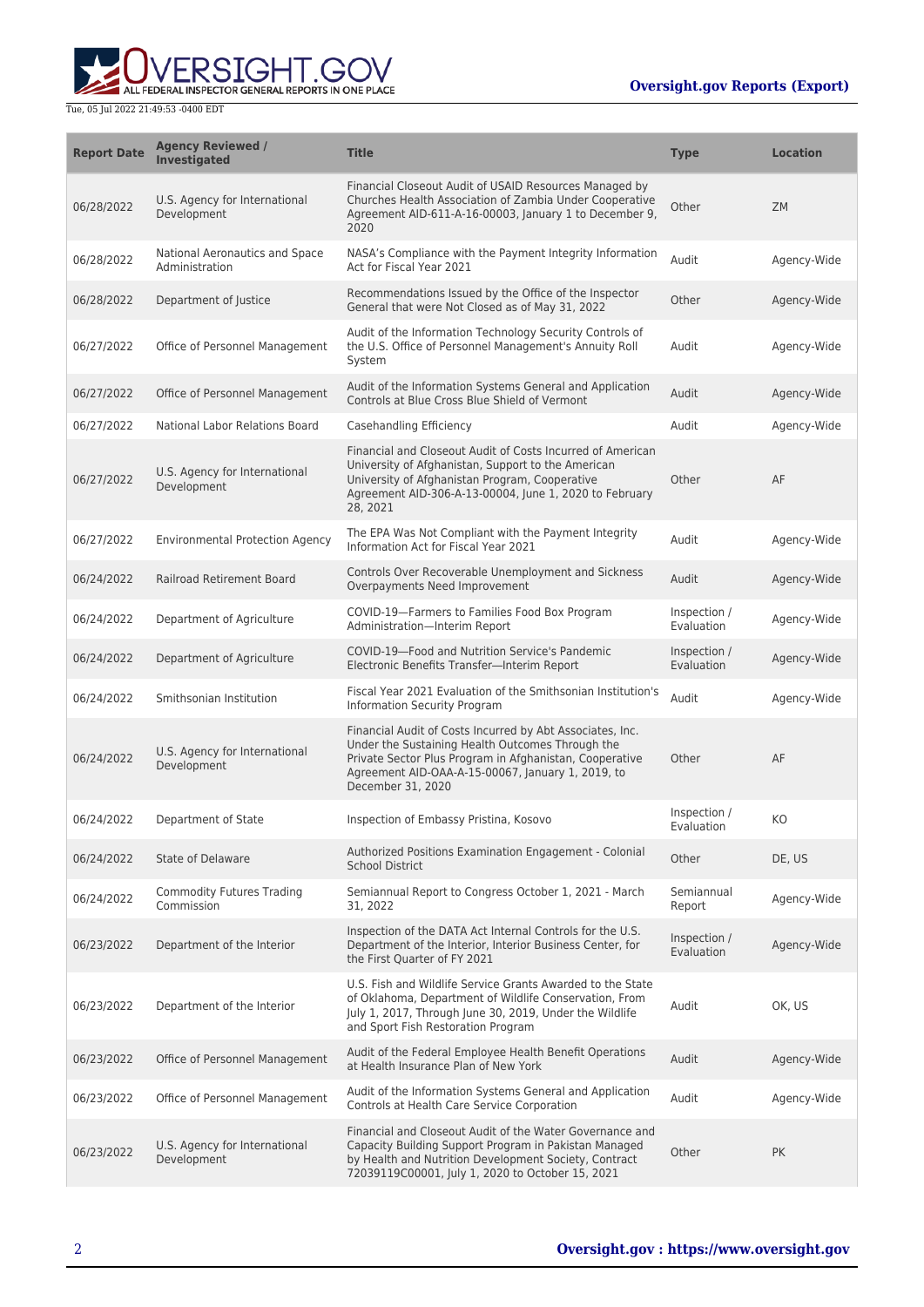| Report Date | Agency Reviewed / Investigated | Title | Type | Location |
| --- | --- | --- | --- | --- |
| 06/28/2022 | U.S. Agency for International Development | Financial Closeout Audit of USAID Resources Managed by Churches Health Association of Zambia Under Cooperative Agreement AID-611-A-16-00003, January 1 to December 9, 2020 | Other | ZM |
| 06/28/2022 | National Aeronautics and Space Administration | NASA's Compliance with the Payment Integrity Information Act for Fiscal Year 2021 | Audit | Agency-Wide |
| 06/28/2022 | Department of Justice | Recommendations Issued by the Office of the Inspector General that were Not Closed as of May 31, 2022 | Other | Agency-Wide |
| 06/27/2022 | Office of Personnel Management | Audit of the Information Technology Security Controls of the U.S. Office of Personnel Management's Annuity Roll System | Audit | Agency-Wide |
| 06/27/2022 | Office of Personnel Management | Audit of the Information Systems General and Application Controls at Blue Cross Blue Shield of Vermont | Audit | Agency-Wide |
| 06/27/2022 | National Labor Relations Board | Casehandling Efficiency | Audit | Agency-Wide |
| 06/27/2022 | U.S. Agency for International Development | Financial and Closeout Audit of Costs Incurred of American University of Afghanistan, Support to the American University of Afghanistan Program, Cooperative Agreement AID-306-A-13-00004, June 1, 2020 to February 28, 2021 | Other | AF |
| 06/27/2022 | Environmental Protection Agency | The EPA Was Not Compliant with the Payment Integrity Information Act for Fiscal Year 2021 | Audit | Agency-Wide |
| 06/24/2022 | Railroad Retirement Board | Controls Over Recoverable Unemployment and Sickness Overpayments Need Improvement | Audit | Agency-Wide |
| 06/24/2022 | Department of Agriculture | COVID-19—Farmers to Families Food Box Program Administration—Interim Report | Inspection / Evaluation | Agency-Wide |
| 06/24/2022 | Department of Agriculture | COVID-19—Food and Nutrition Service's Pandemic Electronic Benefits Transfer—Interim Report | Inspection / Evaluation | Agency-Wide |
| 06/24/2022 | Smithsonian Institution | Fiscal Year 2021 Evaluation of the Smithsonian Institution's Information Security Program | Audit | Agency-Wide |
| 06/24/2022 | U.S. Agency for International Development | Financial Audit of Costs Incurred by Abt Associates, Inc. Under the Sustaining Health Outcomes Through the Private Sector Plus Program in Afghanistan, Cooperative Agreement AID-OAA-A-15-00067, January 1, 2019, to December 31, 2020 | Other | AF |
| 06/24/2022 | Department of State | Inspection of Embassy Pristina, Kosovo | Inspection / Evaluation | KO |
| 06/24/2022 | State of Delaware | Authorized Positions Examination Engagement - Colonial School District | Other | DE, US |
| 06/24/2022 | Commodity Futures Trading Commission | Semiannual Report to Congress October 1, 2021 - March 31, 2022 | Semiannual Report | Agency-Wide |
| 06/23/2022 | Department of the Interior | Inspection of the DATA Act Internal Controls for the U.S. Department of the Interior, Interior Business Center, for the First Quarter of FY 2021 | Inspection / Evaluation | Agency-Wide |
| 06/23/2022 | Department of the Interior | U.S. Fish and Wildlife Service Grants Awarded to the State of Oklahoma, Department of Wildlife Conservation, From July 1, 2017, Through June 30, 2019, Under the Wildlife and Sport Fish Restoration Program | Audit | OK, US |
| 06/23/2022 | Office of Personnel Management | Audit of the Federal Employee Health Benefit Operations at Health Insurance Plan of New York | Audit | Agency-Wide |
| 06/23/2022 | Office of Personnel Management | Audit of the Information Systems General and Application Controls at Health Care Service Corporation | Audit | Agency-Wide |
| 06/23/2022 | U.S. Agency for International Development | Financial and Closeout Audit of the Water Governance and Capacity Building Support Program in Pakistan Managed by Health and Nutrition Development Society, Contract 72039119C00001, July 1, 2020 to October 15, 2021 | Other | PK |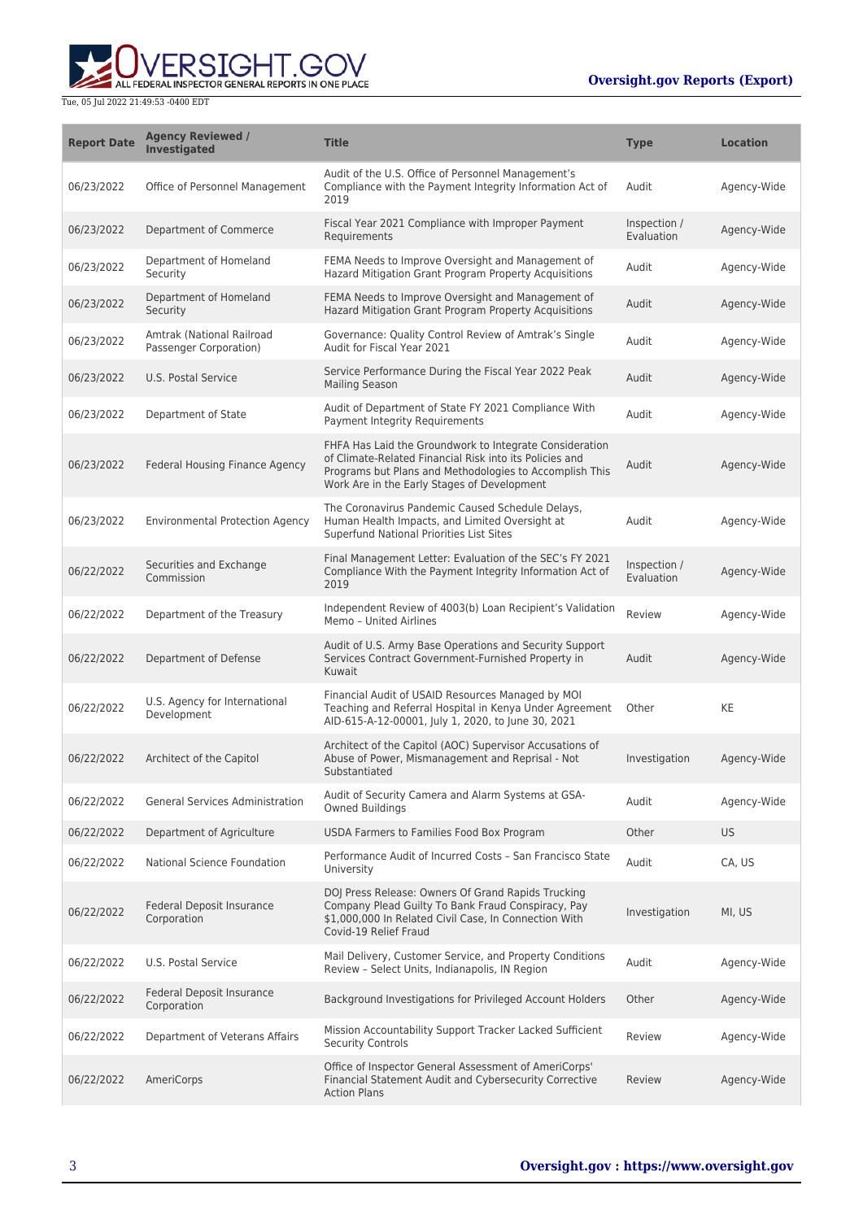| Report Date | Agency Reviewed / Investigated | Title | Type | Location |
| --- | --- | --- | --- | --- |
| 06/23/2022 | Office of Personnel Management | Audit of the U.S. Office of Personnel Management's Compliance with the Payment Integrity Information Act of 2019 | Audit | Agency-Wide |
| 06/23/2022 | Department of Commerce | Fiscal Year 2021 Compliance with Improper Payment Requirements | Inspection / Evaluation | Agency-Wide |
| 06/23/2022 | Department of Homeland Security | FEMA Needs to Improve Oversight and Management of Hazard Mitigation Grant Program Property Acquisitions | Audit | Agency-Wide |
| 06/23/2022 | Department of Homeland Security | FEMA Needs to Improve Oversight and Management of Hazard Mitigation Grant Program Property Acquisitions | Audit | Agency-Wide |
| 06/23/2022 | Amtrak (National Railroad Passenger Corporation) | Governance: Quality Control Review of Amtrak's Single Audit for Fiscal Year 2021 | Audit | Agency-Wide |
| 06/23/2022 | U.S. Postal Service | Service Performance During the Fiscal Year 2022 Peak Mailing Season | Audit | Agency-Wide |
| 06/23/2022 | Department of State | Audit of Department of State FY 2021 Compliance With Payment Integrity Requirements | Audit | Agency-Wide |
| 06/23/2022 | Federal Housing Finance Agency | FHFA Has Laid the Groundwork to Integrate Consideration of Climate-Related Financial Risk into its Policies and Programs but Plans and Methodologies to Accomplish This Work Are in the Early Stages of Development | Audit | Agency-Wide |
| 06/23/2022 | Environmental Protection Agency | The Coronavirus Pandemic Caused Schedule Delays, Human Health Impacts, and Limited Oversight at Superfund National Priorities List Sites | Audit | Agency-Wide |
| 06/22/2022 | Securities and Exchange Commission | Final Management Letter: Evaluation of the SEC's FY 2021 Compliance With the Payment Integrity Information Act of 2019 | Inspection / Evaluation | Agency-Wide |
| 06/22/2022 | Department of the Treasury | Independent Review of 4003(b) Loan Recipient's Validation Memo – United Airlines | Review | Agency-Wide |
| 06/22/2022 | Department of Defense | Audit of U.S. Army Base Operations and Security Support Services Contract Government-Furnished Property in Kuwait | Audit | Agency-Wide |
| 06/22/2022 | U.S. Agency for International Development | Financial Audit of USAID Resources Managed by MOI Teaching and Referral Hospital in Kenya Under Agreement AID-615-A-12-00001, July 1, 2020, to June 30, 2021 | Other | KE |
| 06/22/2022 | Architect of the Capitol | Architect of the Capitol (AOC) Supervisor Accusations of Abuse of Power, Mismanagement and Reprisal - Not Substantiated | Investigation | Agency-Wide |
| 06/22/2022 | General Services Administration | Audit of Security Camera and Alarm Systems at GSA-Owned Buildings | Audit | Agency-Wide |
| 06/22/2022 | Department of Agriculture | USDA Farmers to Families Food Box Program | Other | US |
| 06/22/2022 | National Science Foundation | Performance Audit of Incurred Costs – San Francisco State University | Audit | CA, US |
| 06/22/2022 | Federal Deposit Insurance Corporation | DOJ Press Release: Owners Of Grand Rapids Trucking Company Plead Guilty To Bank Fraud Conspiracy, Pay $1,000,000 In Related Civil Case, In Connection With Covid-19 Relief Fraud | Investigation | MI, US |
| 06/22/2022 | U.S. Postal Service | Mail Delivery, Customer Service, and Property Conditions Review – Select Units, Indianapolis, IN Region | Audit | Agency-Wide |
| 06/22/2022 | Federal Deposit Insurance Corporation | Background Investigations for Privileged Account Holders | Other | Agency-Wide |
| 06/22/2022 | Department of Veterans Affairs | Mission Accountability Support Tracker Lacked Sufficient Security Controls | Review | Agency-Wide |
| 06/22/2022 | AmeriCorps | Office of Inspector General Assessment of AmeriCorps' Financial Statement Audit and Cybersecurity Corrective Action Plans | Review | Agency-Wide |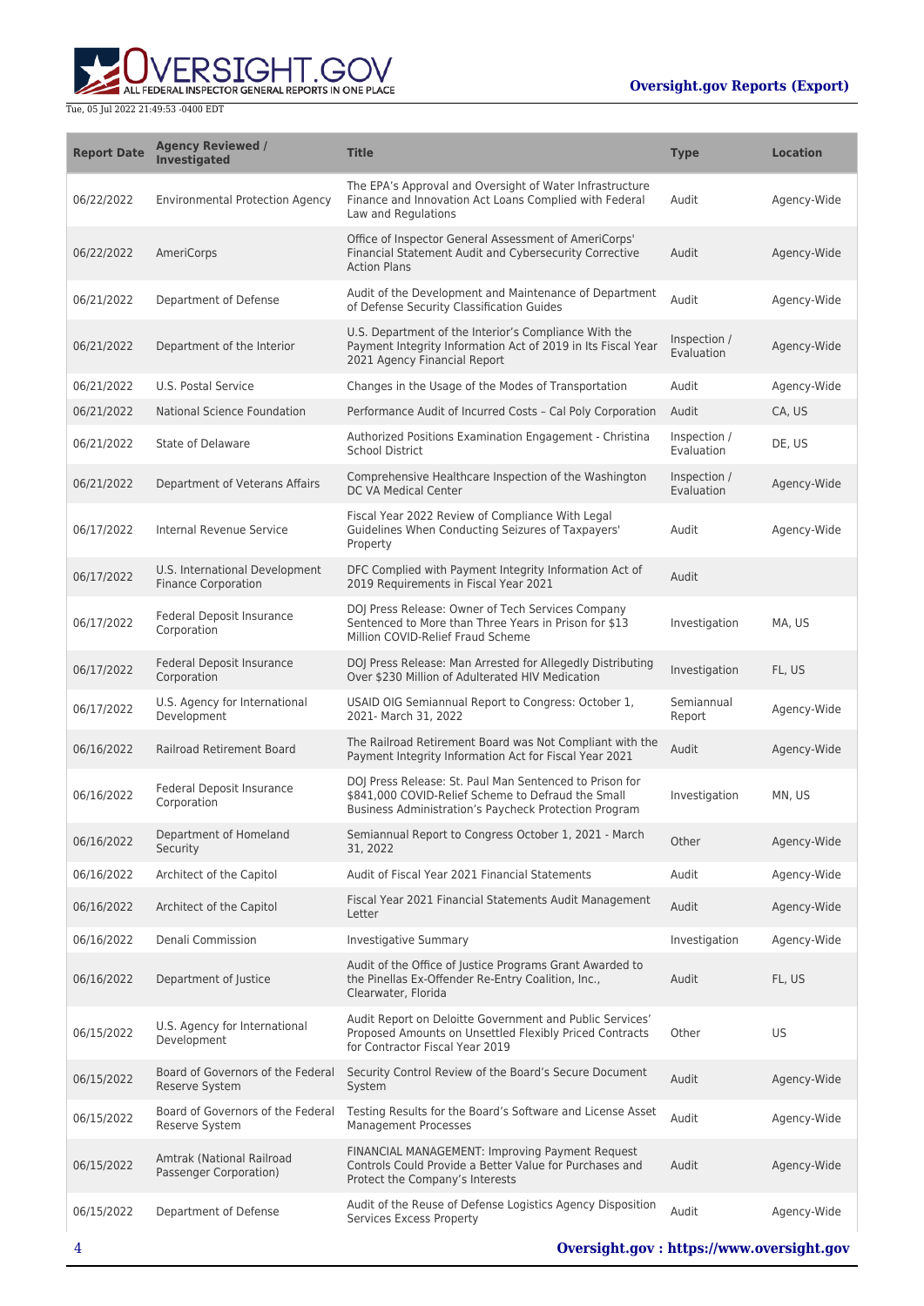| Report Date | Agency Reviewed / Investigated | Title | Type | Location |
| --- | --- | --- | --- | --- |
| 06/22/2022 | Environmental Protection Agency | The EPA's Approval and Oversight of Water Infrastructure Finance and Innovation Act Loans Complied with Federal Law and Regulations | Audit | Agency-Wide |
| 06/22/2022 | AmeriCorps | Office of Inspector General Assessment of AmeriCorps' Financial Statement Audit and Cybersecurity Corrective Action Plans | Audit | Agency-Wide |
| 06/21/2022 | Department of Defense | Audit of the Development and Maintenance of Department of Defense Security Classification Guides | Audit | Agency-Wide |
| 06/21/2022 | Department of the Interior | U.S. Department of the Interior's Compliance With the Payment Integrity Information Act of 2019 in Its Fiscal Year 2021 Agency Financial Report | Inspection / Evaluation | Agency-Wide |
| 06/21/2022 | U.S. Postal Service | Changes in the Usage of the Modes of Transportation | Audit | Agency-Wide |
| 06/21/2022 | National Science Foundation | Performance Audit of Incurred Costs – Cal Poly Corporation | Audit | CA, US |
| 06/21/2022 | State of Delaware | Authorized Positions Examination Engagement - Christina School District | Inspection / Evaluation | DE, US |
| 06/21/2022 | Department of Veterans Affairs | Comprehensive Healthcare Inspection of the Washington DC VA Medical Center | Inspection / Evaluation | Agency-Wide |
| 06/17/2022 | Internal Revenue Service | Fiscal Year 2022 Review of Compliance With Legal Guidelines When Conducting Seizures of Taxpayers' Property | Audit | Agency-Wide |
| 06/17/2022 | U.S. International Development Finance Corporation | DFC Complied with Payment Integrity Information Act of 2019 Requirements in Fiscal Year 2021 | Audit | |
| 06/17/2022 | Federal Deposit Insurance Corporation | DOJ Press Release: Owner of Tech Services Company Sentenced to More than Three Years in Prison for $13 Million COVID-Relief Fraud Scheme | Investigation | MA, US |
| 06/17/2022 | Federal Deposit Insurance Corporation | DOJ Press Release: Man Arrested for Allegedly Distributing Over $230 Million of Adulterated HIV Medication | Investigation | FL, US |
| 06/17/2022 | U.S. Agency for International Development | USAID OIG Semiannual Report to Congress: October 1, 2021- March 31, 2022 | Semiannual Report | Agency-Wide |
| 06/16/2022 | Railroad Retirement Board | The Railroad Retirement Board was Not Compliant with the Payment Integrity Information Act for Fiscal Year 2021 | Audit | Agency-Wide |
| 06/16/2022 | Federal Deposit Insurance Corporation | DOJ Press Release: St. Paul Man Sentenced to Prison for $841,000 COVID-Relief Scheme to Defraud the Small Business Administration's Paycheck Protection Program | Investigation | MN, US |
| 06/16/2022 | Department of Homeland Security | Semiannual Report to Congress October 1, 2021 - March 31, 2022 | Other | Agency-Wide |
| 06/16/2022 | Architect of the Capitol | Audit of Fiscal Year 2021 Financial Statements | Audit | Agency-Wide |
| 06/16/2022 | Architect of the Capitol | Fiscal Year 2021 Financial Statements Audit Management Letter | Audit | Agency-Wide |
| 06/16/2022 | Denali Commission | Investigative Summary | Investigation | Agency-Wide |
| 06/16/2022 | Department of Justice | Audit of the Office of Justice Programs Grant Awarded to the Pinellas Ex-Offender Re-Entry Coalition, Inc., Clearwater, Florida | Audit | FL, US |
| 06/15/2022 | U.S. Agency for International Development | Audit Report on Deloitte Government and Public Services' Proposed Amounts on Unsettled Flexibly Priced Contracts for Contractor Fiscal Year 2019 | Other | US |
| 06/15/2022 | Board of Governors of the Federal Reserve System | Security Control Review of the Board's Secure Document System | Audit | Agency-Wide |
| 06/15/2022 | Board of Governors of the Federal Reserve System | Testing Results for the Board's Software and License Asset Management Processes | Audit | Agency-Wide |
| 06/15/2022 | Amtrak (National Railroad Passenger Corporation) | FINANCIAL MANAGEMENT: Improving Payment Request Controls Could Provide a Better Value for Purchases and Protect the Company's Interests | Audit | Agency-Wide |
| 06/15/2022 | Department of Defense | Audit of the Reuse of Defense Logistics Agency Disposition Services Excess Property | Audit | Agency-Wide |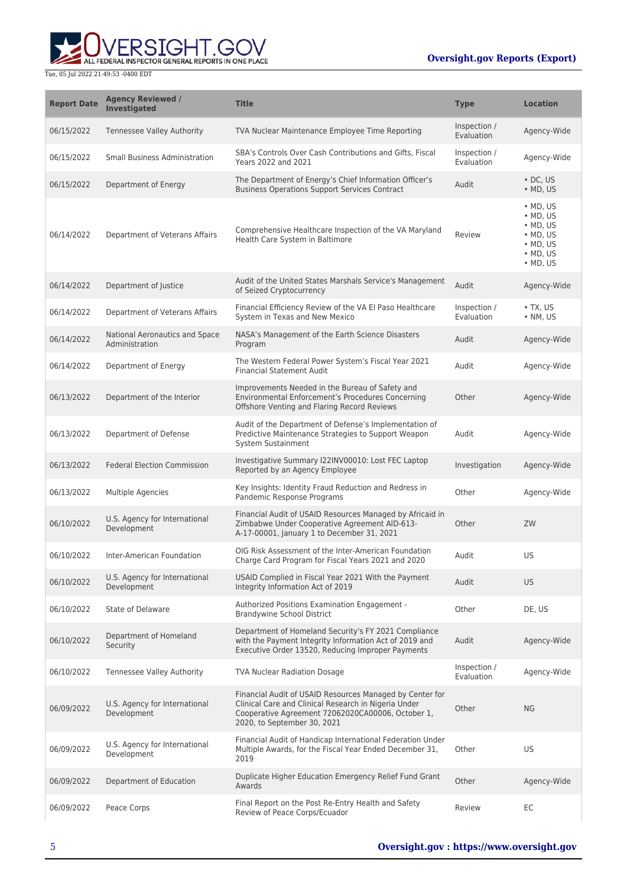| Report Date | Agency Reviewed / Investigated | Title | Type | Location |
| --- | --- | --- | --- | --- |
| 06/15/2022 | Tennessee Valley Authority | TVA Nuclear Maintenance Employee Time Reporting | Inspection / Evaluation | Agency-Wide |
| 06/15/2022 | Small Business Administration | SBA's Controls Over Cash Contributions and Gifts, Fiscal Years 2022 and 2021 | Inspection / Evaluation | Agency-Wide |
| 06/15/2022 | Department of Energy | The Department of Energy's Chief Information Officer's Business Operations Support Services Contract | Audit | • DC, US<br>• MD, US |
| 06/14/2022 | Department of Veterans Affairs | Comprehensive Healthcare Inspection of the VA Maryland Health Care System in Baltimore | Review | • MD, US<br>• MD, US<br>• MD, US<br>• MD, US<br>• MD, US<br>• MD, US<br>• MD, US |
| 06/14/2022 | Department of Justice | Audit of the United States Marshals Service's Management of Seized Cryptocurrency | Audit | Agency-Wide |
| 06/14/2022 | Department of Veterans Affairs | Financial Efficiency Review of the VA El Paso Healthcare System in Texas and New Mexico | Inspection / Evaluation | • TX, US<br>• NM, US |
| 06/14/2022 | National Aeronautics and Space Administration | NASA's Management of the Earth Science Disasters Program | Audit | Agency-Wide |
| 06/14/2022 | Department of Energy | The Western Federal Power System's Fiscal Year 2021 Financial Statement Audit | Audit | Agency-Wide |
| 06/13/2022 | Department of the Interior | Improvements Needed in the Bureau of Safety and Environmental Enforcement's Procedures Concerning Offshore Venting and Flaring Record Reviews | Other | Agency-Wide |
| 06/13/2022 | Department of Defense | Audit of the Department of Defense's Implementation of Predictive Maintenance Strategies to Support Weapon System Sustainment | Audit | Agency-Wide |
| 06/13/2022 | Federal Election Commission | Investigative Summary I22INV00010: Lost FEC Laptop Reported by an Agency Employee | Investigation | Agency-Wide |
| 06/13/2022 | Multiple Agencies | Key Insights: Identity Fraud Reduction and Redress in Pandemic Response Programs | Other | Agency-Wide |
| 06/10/2022 | U.S. Agency for International Development | Financial Audit of USAID Resources Managed by Africaid in Zimbabwe Under Cooperative Agreement AID-613-A-17-00001, January 1 to December 31, 2021 | Other | ZW |
| 06/10/2022 | Inter-American Foundation | OIG Risk Assessment of the Inter-American Foundation Charge Card Program for Fiscal Years 2021 and 2020 | Audit | US |
| 06/10/2022 | U.S. Agency for International Development | USAID Complied in Fiscal Year 2021 With the Payment Integrity Information Act of 2019 | Audit | US |
| 06/10/2022 | State of Delaware | Authorized Positions Examination Engagement - Brandywine School District | Other | DE, US |
| 06/10/2022 | Department of Homeland Security | Department of Homeland Security's FY 2021 Compliance with the Payment Integrity Information Act of 2019 and Executive Order 13520, Reducing Improper Payments | Audit | Agency-Wide |
| 06/10/2022 | Tennessee Valley Authority | TVA Nuclear Radiation Dosage | Inspection / Evaluation | Agency-Wide |
| 06/09/2022 | U.S. Agency for International Development | Financial Audit of USAID Resources Managed by Center for Clinical Care and Clinical Research in Nigeria Under Cooperative Agreement 72062020CA00006, October 1, 2020, to September 30, 2021 | Other | NG |
| 06/09/2022 | U.S. Agency for International Development | Financial Audit of Handicap International Federation Under Multiple Awards, for the Fiscal Year Ended December 31, 2019 | Other | US |
| 06/09/2022 | Department of Education | Duplicate Higher Education Emergency Relief Fund Grant Awards | Other | Agency-Wide |
| 06/09/2022 | Peace Corps | Final Report on the Post Re-Entry Health and Safety Review of Peace Corps/Ecuador | Review | EC |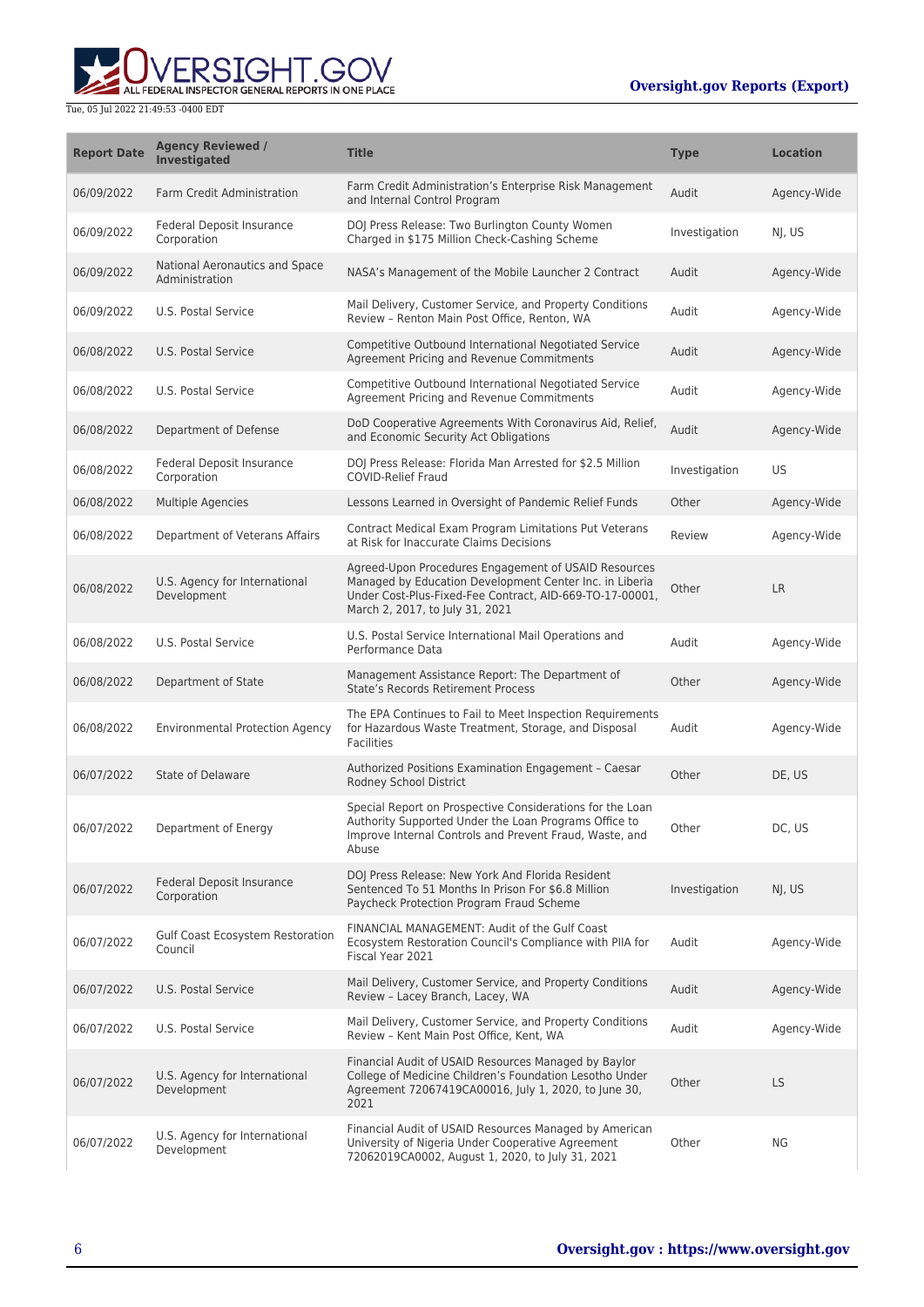| Report Date | Agency Reviewed / Investigated | Title | Type | Location |
|---|---|---|---|---|
| 06/09/2022 | Farm Credit Administration | Farm Credit Administration's Enterprise Risk Management and Internal Control Program | Audit | Agency-Wide |
| 06/09/2022 | Federal Deposit Insurance Corporation | DOJ Press Release: Two Burlington County Women Charged in $175 Million Check-Cashing Scheme | Investigation | NJ, US |
| 06/09/2022 | National Aeronautics and Space Administration | NASA's Management of the Mobile Launcher 2 Contract | Audit | Agency-Wide |
| 06/09/2022 | U.S. Postal Service | Mail Delivery, Customer Service, and Property Conditions Review – Renton Main Post Office, Renton, WA | Audit | Agency-Wide |
| 06/08/2022 | U.S. Postal Service | Competitive Outbound International Negotiated Service Agreement Pricing and Revenue Commitments | Audit | Agency-Wide |
| 06/08/2022 | U.S. Postal Service | Competitive Outbound International Negotiated Service Agreement Pricing and Revenue Commitments | Audit | Agency-Wide |
| 06/08/2022 | Department of Defense | DoD Cooperative Agreements With Coronavirus Aid, Relief, and Economic Security Act Obligations | Audit | Agency-Wide |
| 06/08/2022 | Federal Deposit Insurance Corporation | DOJ Press Release: Florida Man Arrested for $2.5 Million COVID-Relief Fraud | Investigation | US |
| 06/08/2022 | Multiple Agencies | Lessons Learned in Oversight of Pandemic Relief Funds | Other | Agency-Wide |
| 06/08/2022 | Department of Veterans Affairs | Contract Medical Exam Program Limitations Put Veterans at Risk for Inaccurate Claims Decisions | Review | Agency-Wide |
| 06/08/2022 | U.S. Agency for International Development | Agreed-Upon Procedures Engagement of USAID Resources Managed by Education Development Center Inc. in Liberia Under Cost-Plus-Fixed-Fee Contract, AID-669-TO-17-00001, March 2, 2017, to July 31, 2021 | Other | LR |
| 06/08/2022 | U.S. Postal Service | U.S. Postal Service International Mail Operations and Performance Data | Audit | Agency-Wide |
| 06/08/2022 | Department of State | Management Assistance Report: The Department of State's Records Retirement Process | Other | Agency-Wide |
| 06/08/2022 | Environmental Protection Agency | The EPA Continues to Fail to Meet Inspection Requirements for Hazardous Waste Treatment, Storage, and Disposal Facilities | Audit | Agency-Wide |
| 06/07/2022 | State of Delaware | Authorized Positions Examination Engagement – Caesar Rodney School District | Other | DE, US |
| 06/07/2022 | Department of Energy | Special Report on Prospective Considerations for the Loan Authority Supported Under the Loan Programs Office to Improve Internal Controls and Prevent Fraud, Waste, and Abuse | Other | DC, US |
| 06/07/2022 | Federal Deposit Insurance Corporation | DOJ Press Release: New York And Florida Resident Sentenced To 51 Months In Prison For $6.8 Million Paycheck Protection Program Fraud Scheme | Investigation | NJ, US |
| 06/07/2022 | Gulf Coast Ecosystem Restoration Council | FINANCIAL MANAGEMENT: Audit of the Gulf Coast Ecosystem Restoration Council's Compliance with PIIA for Fiscal Year 2021 | Audit | Agency-Wide |
| 06/07/2022 | U.S. Postal Service | Mail Delivery, Customer Service, and Property Conditions Review – Lacey Branch, Lacey, WA | Audit | Agency-Wide |
| 06/07/2022 | U.S. Postal Service | Mail Delivery, Customer Service, and Property Conditions Review – Kent Main Post Office, Kent, WA | Audit | Agency-Wide |
| 06/07/2022 | U.S. Agency for International Development | Financial Audit of USAID Resources Managed by Baylor College of Medicine Children's Foundation Lesotho Under Agreement 72067419CA00016, July 1, 2020, to June 30, 2021 | Other | LS |
| 06/07/2022 | U.S. Agency for International Development | Financial Audit of USAID Resources Managed by American University of Nigeria Under Cooperative Agreement 72062019CA0002, August 1, 2020, to July 31, 2021 | Other | NG |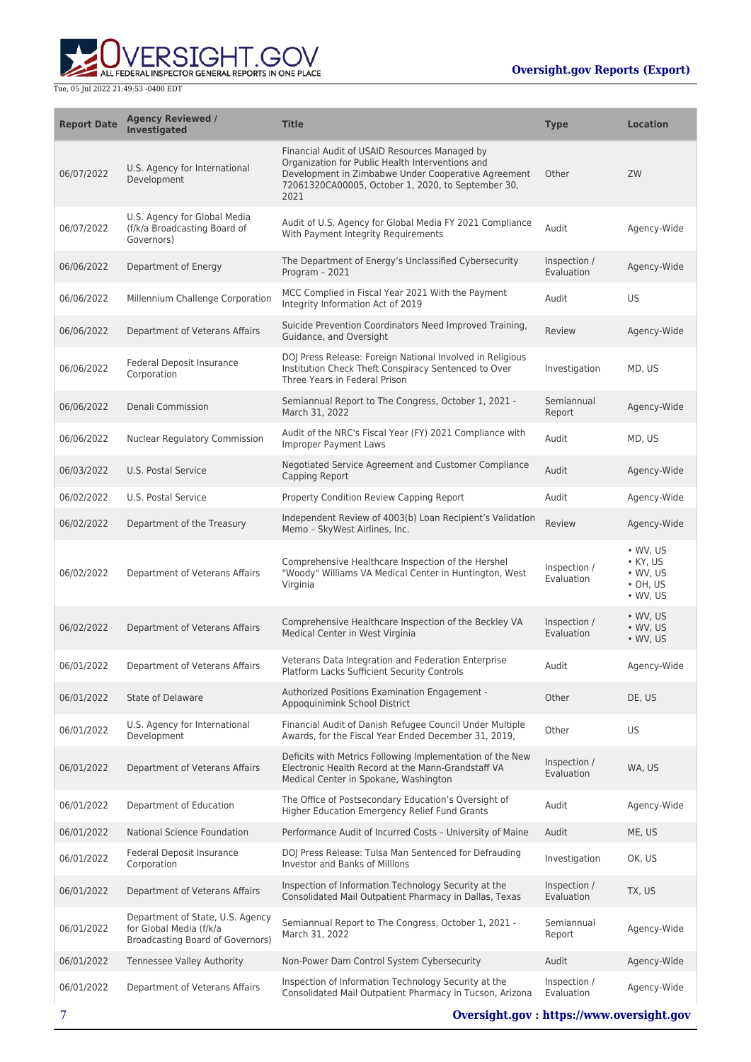| Report Date | Agency Reviewed / Investigated | Title | Type | Location |
| --- | --- | --- | --- | --- |
| 06/07/2022 | U.S. Agency for International Development | Financial Audit of USAID Resources Managed by Organization for Public Health Interventions and Development in Zimbabwe Under Cooperative Agreement 72061320CA00005, October 1, 2020, to September 30, 2021 | Other | ZW |
| 06/07/2022 | U.S. Agency for Global Media (f/k/a Broadcasting Board of Governors) | Audit of U.S. Agency for Global Media FY 2021 Compliance With Payment Integrity Requirements | Audit | Agency-Wide |
| 06/06/2022 | Department of Energy | The Department of Energy's Unclassified Cybersecurity Program – 2021 | Inspection / Evaluation | Agency-Wide |
| 06/06/2022 | Millennium Challenge Corporation | MCC Complied in Fiscal Year 2021 With the Payment Integrity Information Act of 2019 | Audit | US |
| 06/06/2022 | Department of Veterans Affairs | Suicide Prevention Coordinators Need Improved Training, Guidance, and Oversight | Review | Agency-Wide |
| 06/06/2022 | Federal Deposit Insurance Corporation | DOJ Press Release: Foreign National Involved in Religious Institution Check Theft Conspiracy Sentenced to Over Three Years in Federal Prison | Investigation | MD, US |
| 06/06/2022 | Denali Commission | Semiannual Report to The Congress, October 1, 2021 - March 31, 2022 | Semiannual Report | Agency-Wide |
| 06/06/2022 | Nuclear Regulatory Commission | Audit of the NRC's Fiscal Year (FY) 2021 Compliance with Improper Payment Laws | Audit | MD, US |
| 06/03/2022 | U.S. Postal Service | Negotiated Service Agreement and Customer Compliance Capping Report | Audit | Agency-Wide |
| 06/02/2022 | U.S. Postal Service | Property Condition Review Capping Report | Audit | Agency-Wide |
| 06/02/2022 | Department of the Treasury | Independent Review of 4003(b) Loan Recipient's Validation Memo – SkyWest Airlines, Inc. | Review | Agency-Wide |
| 06/02/2022 | Department of Veterans Affairs | Comprehensive Healthcare Inspection of the Hershel "Woody" Williams VA Medical Center in Huntington, West Virginia | Inspection / Evaluation | • WV, US<br>• KY, US<br>• WV, US<br>• OH, US<br>• WV, US |
| 06/02/2022 | Department of Veterans Affairs | Comprehensive Healthcare Inspection of the Beckley VA Medical Center in West Virginia | Inspection / Evaluation | • WV, US<br>• WV, US<br>• WV, US |
| 06/01/2022 | Department of Veterans Affairs | Veterans Data Integration and Federation Enterprise Platform Lacks Sufficient Security Controls | Audit | Agency-Wide |
| 06/01/2022 | State of Delaware | Authorized Positions Examination Engagement - Appoquinimink School District | Other | DE, US |
| 06/01/2022 | U.S. Agency for International Development | Financial Audit of Danish Refugee Council Under Multiple Awards, for the Fiscal Year Ended December 31, 2019, | Other | US |
| 06/01/2022 | Department of Veterans Affairs | Deficits with Metrics Following Implementation of the New Electronic Health Record at the Mann-Grandstaff VA Medical Center in Spokane, Washington | Inspection / Evaluation | WA, US |
| 06/01/2022 | Department of Education | The Office of Postsecondary Education's Oversight of Higher Education Emergency Relief Fund Grants | Audit | Agency-Wide |
| 06/01/2022 | National Science Foundation | Performance Audit of Incurred Costs – University of Maine | Audit | ME, US |
| 06/01/2022 | Federal Deposit Insurance Corporation | DOJ Press Release: Tulsa Man Sentenced for Defrauding Investor and Banks of Millions | Investigation | OK, US |
| 06/01/2022 | Department of Veterans Affairs | Inspection of Information Technology Security at the Consolidated Mail Outpatient Pharmacy in Dallas, Texas | Inspection / Evaluation | TX, US |
| 06/01/2022 | Department of State, U.S. Agency for Global Media (f/k/a Broadcasting Board of Governors) | Semiannual Report to The Congress, October 1, 2021 - March 31, 2022 | Semiannual Report | Agency-Wide |
| 06/01/2022 | Tennessee Valley Authority | Non-Power Dam Control System Cybersecurity | Audit | Agency-Wide |
| 06/01/2022 | Department of Veterans Affairs | Inspection of Information Technology Security at the Consolidated Mail Outpatient Pharmacy in Tucson, Arizona | Inspection / Evaluation | Agency-Wide |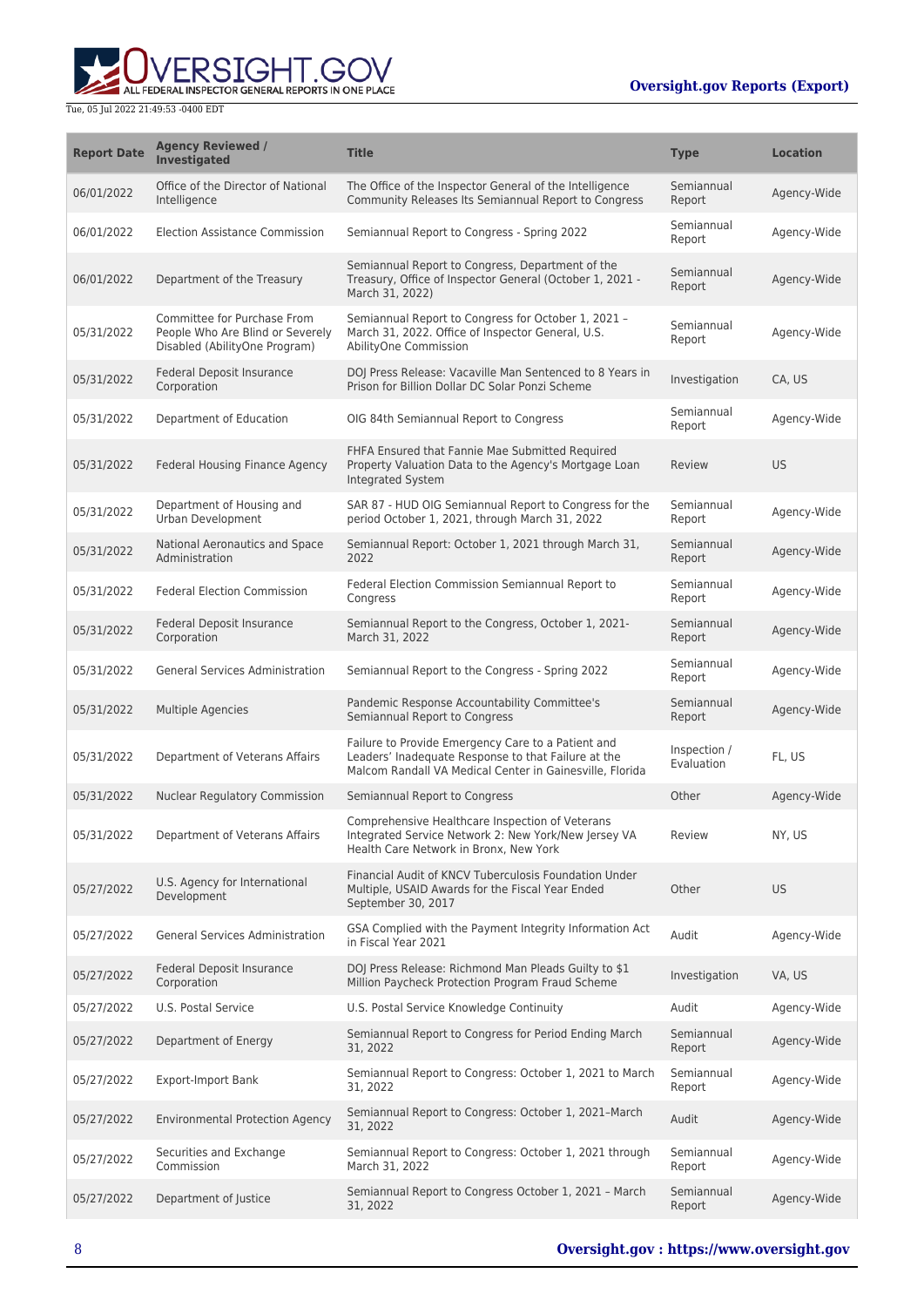| Report Date | Agency Reviewed / Investigated | Title | Type | Location |
| --- | --- | --- | --- | --- |
| 06/01/2022 | Office of the Director of National Intelligence | The Office of the Inspector General of the Intelligence Community Releases Its Semiannual Report to Congress | Semiannual Report | Agency-Wide |
| 06/01/2022 | Election Assistance Commission | Semiannual Report to Congress - Spring 2022 | Semiannual Report | Agency-Wide |
| 06/01/2022 | Department of the Treasury | Semiannual Report to Congress, Department of the Treasury, Office of Inspector General (October 1, 2021 - March 31, 2022) | Semiannual Report | Agency-Wide |
| 05/31/2022 | Committee for Purchase From People Who Are Blind or Severely Disabled (AbilityOne Program) | Semiannual Report to Congress for October 1, 2021 – March 31, 2022. Office of Inspector General, U.S. AbilityOne Commission | Semiannual Report | Agency-Wide |
| 05/31/2022 | Federal Deposit Insurance Corporation | DOJ Press Release: Vacaville Man Sentenced to 8 Years in Prison for Billion Dollar DC Solar Ponzi Scheme | Investigation | CA, US |
| 05/31/2022 | Department of Education | OIG 84th Semiannual Report to Congress | Semiannual Report | Agency-Wide |
| 05/31/2022 | Federal Housing Finance Agency | FHFA Ensured that Fannie Mae Submitted Required Property Valuation Data to the Agency's Mortgage Loan Integrated System | Review | US |
| 05/31/2022 | Department of Housing and Urban Development | SAR 87 - HUD OIG Semiannual Report to Congress for the period October 1, 2021, through March 31, 2022 | Semiannual Report | Agency-Wide |
| 05/31/2022 | National Aeronautics and Space Administration | Semiannual Report: October 1, 2021 through March 31, 2022 | Semiannual Report | Agency-Wide |
| 05/31/2022 | Federal Election Commission | Federal Election Commission Semiannual Report to Congress | Semiannual Report | Agency-Wide |
| 05/31/2022 | Federal Deposit Insurance Corporation | Semiannual Report to the Congress, October 1, 2021- March 31, 2022 | Semiannual Report | Agency-Wide |
| 05/31/2022 | General Services Administration | Semiannual Report to the Congress - Spring 2022 | Semiannual Report | Agency-Wide |
| 05/31/2022 | Multiple Agencies | Pandemic Response Accountability Committee's Semiannual Report to Congress | Semiannual Report | Agency-Wide |
| 05/31/2022 | Department of Veterans Affairs | Failure to Provide Emergency Care to a Patient and Leaders' Inadequate Response to that Failure at the Malcom Randall VA Medical Center in Gainesville, Florida | Inspection / Evaluation | FL, US |
| 05/31/2022 | Nuclear Regulatory Commission | Semiannual Report to Congress | Other | Agency-Wide |
| 05/31/2022 | Department of Veterans Affairs | Comprehensive Healthcare Inspection of Veterans Integrated Service Network 2: New York/New Jersey VA Health Care Network in Bronx, New York | Review | NY, US |
| 05/27/2022 | U.S. Agency for International Development | Financial Audit of KNCV Tuberculosis Foundation Under Multiple, USAID Awards for the Fiscal Year Ended September 30, 2017 | Other | US |
| 05/27/2022 | General Services Administration | GSA Complied with the Payment Integrity Information Act in Fiscal Year 2021 | Audit | Agency-Wide |
| 05/27/2022 | Federal Deposit Insurance Corporation | DOJ Press Release: Richmond Man Pleads Guilty to $1 Million Paycheck Protection Program Fraud Scheme | Investigation | VA, US |
| 05/27/2022 | U.S. Postal Service | U.S. Postal Service Knowledge Continuity | Audit | Agency-Wide |
| 05/27/2022 | Department of Energy | Semiannual Report to Congress for Period Ending March 31, 2022 | Semiannual Report | Agency-Wide |
| 05/27/2022 | Export-Import Bank | Semiannual Report to Congress: October 1, 2021 to March 31, 2022 | Semiannual Report | Agency-Wide |
| 05/27/2022 | Environmental Protection Agency | Semiannual Report to Congress: October 1, 2021–March 31, 2022 | Audit | Agency-Wide |
| 05/27/2022 | Securities and Exchange Commission | Semiannual Report to Congress: October 1, 2021 through March 31, 2022 | Semiannual Report | Agency-Wide |
| 05/27/2022 | Department of Justice | Semiannual Report to Congress October 1, 2021 – March 31, 2022 | Semiannual Report | Agency-Wide |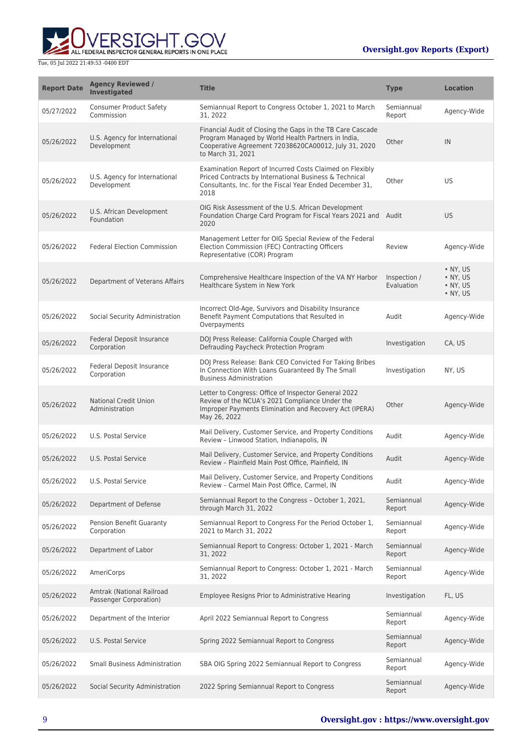| Report Date | Agency Reviewed / Investigated | Title | Type | Location |
| --- | --- | --- | --- | --- |
| 05/27/2022 | Consumer Product Safety Commission | Semiannual Report to Congress October 1, 2021 to March 31, 2022 | Semiannual Report | Agency-Wide |
| 05/26/2022 | U.S. Agency for International Development | Financial Audit of Closing the Gaps in the TB Care Cascade Program Managed by World Health Partners in India, Cooperative Agreement 72038620CA00012, July 31, 2020 to March 31, 2021 | Other | IN |
| 05/26/2022 | U.S. Agency for International Development | Examination Report of Incurred Costs Claimed on Flexibly Priced Contracts by International Business & Technical Consultants, Inc. for the Fiscal Year Ended December 31, 2018 | Other | US |
| 05/26/2022 | U.S. African Development Foundation | OIG Risk Assessment of the U.S. African Development Foundation Charge Card Program for Fiscal Years 2021 and 2020 | Audit | US |
| 05/26/2022 | Federal Election Commission | Management Letter for OIG Special Review of the Federal Election Commission (FEC) Contracting Officers Representative (COR) Program | Review | Agency-Wide |
| 05/26/2022 | Department of Veterans Affairs | Comprehensive Healthcare Inspection of the VA NY Harbor Healthcare System in New York | Inspection / Evaluation | • NY, US<br>• NY, US<br>• NY, US<br>• NY, US |
| 05/26/2022 | Social Security Administration | Incorrect Old-Age, Survivors and Disability Insurance Benefit Payment Computations that Resulted in Overpayments | Audit | Agency-Wide |
| 05/26/2022 | Federal Deposit Insurance Corporation | DOJ Press Release: California Couple Charged with Defrauding Paycheck Protection Program | Investigation | CA, US |
| 05/26/2022 | Federal Deposit Insurance Corporation | DOJ Press Release: Bank CEO Convicted For Taking Bribes In Connection With Loans Guaranteed By The Small Business Administration | Investigation | NY, US |
| 05/26/2022 | National Credit Union Administration | Letter to Congress: Office of Inspector General 2022 Review of the NCUA's 2021 Compliance Under the Improper Payments Elimination and Recovery Act (IPERA) May 26, 2022 | Other | Agency-Wide |
| 05/26/2022 | U.S. Postal Service | Mail Delivery, Customer Service, and Property Conditions Review – Linwood Station, Indianapolis, IN | Audit | Agency-Wide |
| 05/26/2022 | U.S. Postal Service | Mail Delivery, Customer Service, and Property Conditions Review – Plainfield Main Post Office, Plainfield, IN | Audit | Agency-Wide |
| 05/26/2022 | U.S. Postal Service | Mail Delivery, Customer Service, and Property Conditions Review – Carmel Main Post Office, Carmel, IN | Audit | Agency-Wide |
| 05/26/2022 | Department of Defense | Semiannual Report to the Congress – October 1, 2021, through March 31, 2022 | Semiannual Report | Agency-Wide |
| 05/26/2022 | Pension Benefit Guaranty Corporation | Semiannual Report to Congress For the Period October 1, 2021 to March 31, 2022 | Semiannual Report | Agency-Wide |
| 05/26/2022 | Department of Labor | Semiannual Report to Congress: October 1, 2021 - March 31, 2022 | Semiannual Report | Agency-Wide |
| 05/26/2022 | AmeriCorps | Semiannual Report to Congress: October 1, 2021 - March 31, 2022 | Semiannual Report | Agency-Wide |
| 05/26/2022 | Amtrak (National Railroad Passenger Corporation) | Employee Resigns Prior to Administrative Hearing | Investigation | FL, US |
| 05/26/2022 | Department of the Interior | April 2022 Semiannual Report to Congress | Semiannual Report | Agency-Wide |
| 05/26/2022 | U.S. Postal Service | Spring 2022 Semiannual Report to Congress | Semiannual Report | Agency-Wide |
| 05/26/2022 | Small Business Administration | SBA OIG Spring 2022 Semiannual Report to Congress | Semiannual Report | Agency-Wide |
| 05/26/2022 | Social Security Administration | 2022 Spring Semiannual Report to Congress | Semiannual Report | Agency-Wide |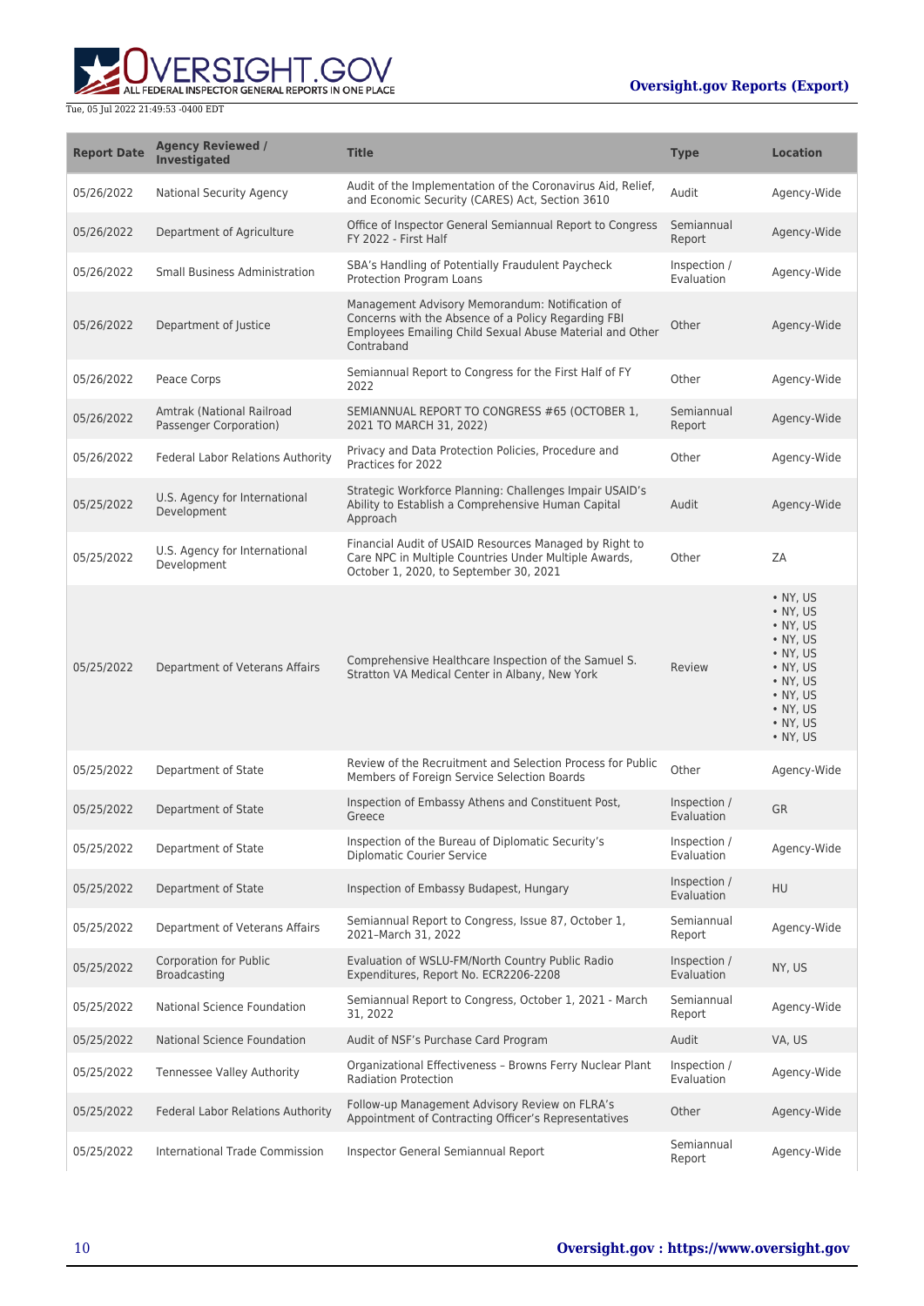| Report Date | Agency Reviewed / Investigated | Title | Type | Location |
| --- | --- | --- | --- | --- |
| 05/26/2022 | National Security Agency | Audit of the Implementation of the Coronavirus Aid, Relief, and Economic Security (CARES) Act, Section 3610 | Audit | Agency-Wide |
| 05/26/2022 | Department of Agriculture | Office of Inspector General Semiannual Report to Congress FY 2022 - First Half | Semiannual Report | Agency-Wide |
| 05/26/2022 | Small Business Administration | SBA's Handling of Potentially Fraudulent Paycheck Protection Program Loans | Inspection / Evaluation | Agency-Wide |
| 05/26/2022 | Department of Justice | Management Advisory Memorandum: Notification of Concerns with the Absence of a Policy Regarding FBI Employees Emailing Child Sexual Abuse Material and Other Contraband | Other | Agency-Wide |
| 05/26/2022 | Peace Corps | Semiannual Report to Congress for the First Half of FY 2022 | Other | Agency-Wide |
| 05/26/2022 | Amtrak (National Railroad Passenger Corporation) | SEMIANNUAL REPORT TO CONGRESS #65 (OCTOBER 1, 2021 TO MARCH 31, 2022) | Semiannual Report | Agency-Wide |
| 05/26/2022 | Federal Labor Relations Authority | Privacy and Data Protection Policies, Procedure and Practices for 2022 | Other | Agency-Wide |
| 05/25/2022 | U.S. Agency for International Development | Strategic Workforce Planning: Challenges Impair USAID's Ability to Establish a Comprehensive Human Capital Approach | Audit | Agency-Wide |
| 05/25/2022 | U.S. Agency for International Development | Financial Audit of USAID Resources Managed by Right to Care NPC in Multiple Countries Under Multiple Awards, October 1, 2020, to September 30, 2021 | Other | ZA |
| 05/25/2022 | Department of Veterans Affairs | Comprehensive Healthcare Inspection of the Samuel S. Stratton VA Medical Center in Albany, New York | Review | • NY, US<br>• NY, US<br>• NY, US<br>• NY, US<br>• NY, US<br>• NY, US<br>• NY, US<br>• NY, US<br>• NY, US<br>• NY, US<br>• NY, US |
| 05/25/2022 | Department of State | Review of the Recruitment and Selection Process for Public Members of Foreign Service Selection Boards | Other | Agency-Wide |
| 05/25/2022 | Department of State | Inspection of Embassy Athens and Constituent Post, Greece | Inspection / Evaluation | GR |
| 05/25/2022 | Department of State | Inspection of the Bureau of Diplomatic Security's Diplomatic Courier Service | Inspection / Evaluation | Agency-Wide |
| 05/25/2022 | Department of State | Inspection of Embassy Budapest, Hungary | Inspection / Evaluation | HU |
| 05/25/2022 | Department of Veterans Affairs | Semiannual Report to Congress, Issue 87, October 1, 2021–March 31, 2022 | Semiannual Report | Agency-Wide |
| 05/25/2022 | Corporation for Public Broadcasting | Evaluation of WSLU-FM/North Country Public Radio Expenditures, Report No. ECR2206-2208 | Inspection / Evaluation | NY, US |
| 05/25/2022 | National Science Foundation | Semiannual Report to Congress, October 1, 2021 - March 31, 2022 | Semiannual Report | Agency-Wide |
| 05/25/2022 | National Science Foundation | Audit of NSF's Purchase Card Program | Audit | VA, US |
| 05/25/2022 | Tennessee Valley Authority | Organizational Effectiveness – Browns Ferry Nuclear Plant Radiation Protection | Inspection / Evaluation | Agency-Wide |
| 05/25/2022 | Federal Labor Relations Authority | Follow-up Management Advisory Review on FLRA's Appointment of Contracting Officer's Representatives | Other | Agency-Wide |
| 05/25/2022 | International Trade Commission | Inspector General Semiannual Report | Semiannual Report | Agency-Wide |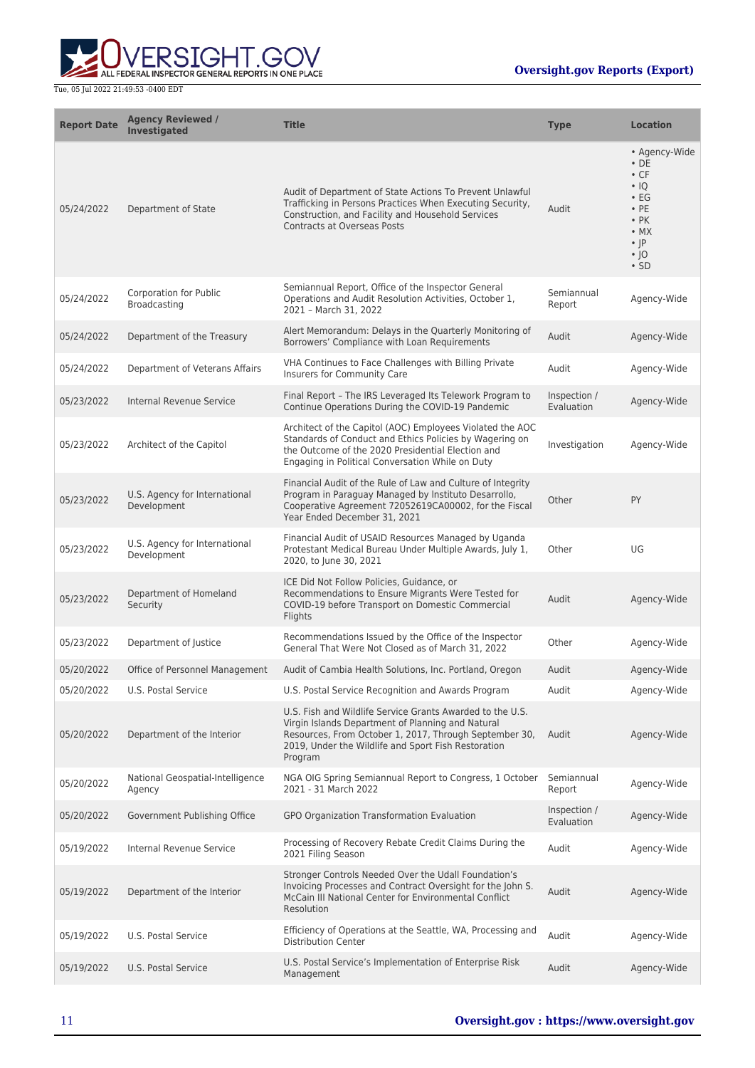| Report Date | Agency Reviewed / Investigated | Title | Type | Location |
| --- | --- | --- | --- | --- |
| 05/24/2022 | Department of State | Audit of Department of State Actions To Prevent Unlawful Trafficking in Persons Practices When Executing Security, Construction, and Facility and Household Services Contracts at Overseas Posts | Audit | • Agency-Wide<br>• DE<br>• CF<br>• IQ<br>• EG<br>• PE<br>• PK<br>• MX<br>• JP<br>• JO<br>• SD |
| 05/24/2022 | Corporation for Public Broadcasting | Semiannual Report, Office of the Inspector General Operations and Audit Resolution Activities, October 1, 2021 – March 31, 2022 | Semiannual Report | Agency-Wide |
| 05/24/2022 | Department of the Treasury | Alert Memorandum: Delays in the Quarterly Monitoring of Borrowers' Compliance with Loan Requirements | Audit | Agency-Wide |
| 05/24/2022 | Department of Veterans Affairs | VHA Continues to Face Challenges with Billing Private Insurers for Community Care | Audit | Agency-Wide |
| 05/23/2022 | Internal Revenue Service | Final Report – The IRS Leveraged Its Telework Program to Continue Operations During the COVID-19 Pandemic | Inspection / Evaluation | Agency-Wide |
| 05/23/2022 | Architect of the Capitol | Architect of the Capitol (AOC) Employees Violated the AOC Standards of Conduct and Ethics Policies by Wagering on the Outcome of the 2020 Presidential Election and Engaging in Political Conversation While on Duty | Investigation | Agency-Wide |
| 05/23/2022 | U.S. Agency for International Development | Financial Audit of the Rule of Law and Culture of Integrity Program in Paraguay Managed by Instituto Desarrollo, Cooperative Agreement 72052619CA00002, for the Fiscal Year Ended December 31, 2021 | Other | PY |
| 05/23/2022 | U.S. Agency for International Development | Financial Audit of USAID Resources Managed by Uganda Protestant Medical Bureau Under Multiple Awards, July 1, 2020, to June 30, 2021 | Other | UG |
| 05/23/2022 | Department of Homeland Security | ICE Did Not Follow Policies, Guidance, or Recommendations to Ensure Migrants Were Tested for COVID-19 before Transport on Domestic Commercial Flights | Audit | Agency-Wide |
| 05/23/2022 | Department of Justice | Recommendations Issued by the Office of the Inspector General That Were Not Closed as of March 31, 2022 | Other | Agency-Wide |
| 05/20/2022 | Office of Personnel Management | Audit of Cambia Health Solutions, Inc. Portland, Oregon | Audit | Agency-Wide |
| 05/20/2022 | U.S. Postal Service | U.S. Postal Service Recognition and Awards Program | Audit | Agency-Wide |
| 05/20/2022 | Department of the Interior | U.S. Fish and Wildlife Service Grants Awarded to the U.S. Virgin Islands Department of Planning and Natural Resources, From October 1, 2017, Through September 30, 2019, Under the Wildlife and Sport Fish Restoration Program | Audit | Agency-Wide |
| 05/20/2022 | National Geospatial-Intelligence Agency | NGA OIG Spring Semiannual Report to Congress, 1 October 2021 - 31 March 2022 | Semiannual Report | Agency-Wide |
| 05/20/2022 | Government Publishing Office | GPO Organization Transformation Evaluation | Inspection / Evaluation | Agency-Wide |
| 05/19/2022 | Internal Revenue Service | Processing of Recovery Rebate Credit Claims During the 2021 Filing Season | Audit | Agency-Wide |
| 05/19/2022 | Department of the Interior | Stronger Controls Needed Over the Udall Foundation's Invoicing Processes and Contract Oversight for the John S. McCain III National Center for Environmental Conflict Resolution | Audit | Agency-Wide |
| 05/19/2022 | U.S. Postal Service | Efficiency of Operations at the Seattle, WA, Processing and Distribution Center | Audit | Agency-Wide |
| 05/19/2022 | U.S. Postal Service | U.S. Postal Service's Implementation of Enterprise Risk Management | Audit | Agency-Wide |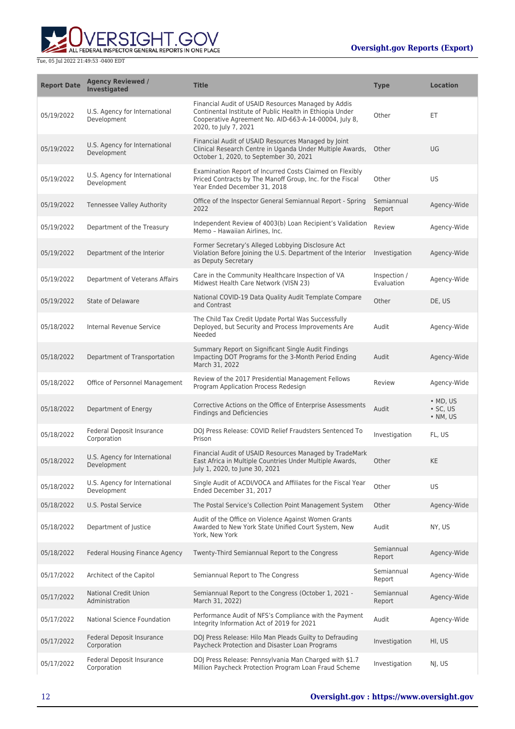| Report Date | Agency Reviewed / Investigated | Title | Type | Location |
| --- | --- | --- | --- | --- |
| 05/19/2022 | U.S. Agency for International Development | Financial Audit of USAID Resources Managed by Addis Continental Institute of Public Health in Ethiopia Under Cooperative Agreement No. AID-663-A-14-00004, July 8, 2020, to July 7, 2021 | Other | ET |
| 05/19/2022 | U.S. Agency for International Development | Financial Audit of USAID Resources Managed by Joint Clinical Research Centre in Uganda Under Multiple Awards, October 1, 2020, to September 30, 2021 | Other | UG |
| 05/19/2022 | U.S. Agency for International Development | Examination Report of Incurred Costs Claimed on Flexibly Priced Contracts by The Manoff Group, Inc. for the Fiscal Year Ended December 31, 2018 | Other | US |
| 05/19/2022 | Tennessee Valley Authority | Office of the Inspector General Semiannual Report - Spring 2022 | Semiannual Report | Agency-Wide |
| 05/19/2022 | Department of the Treasury | Independent Review of 4003(b) Loan Recipient's Validation Memo – Hawaiian Airlines, Inc. | Review | Agency-Wide |
| 05/19/2022 | Department of the Interior | Former Secretary's Alleged Lobbying Disclosure Act Violation Before Joining the U.S. Department of the Interior as Deputy Secretary | Investigation | Agency-Wide |
| 05/19/2022 | Department of Veterans Affairs | Care in the Community Healthcare Inspection of VA Midwest Health Care Network (VISN 23) | Inspection / Evaluation | Agency-Wide |
| 05/19/2022 | State of Delaware | National COVID-19 Data Quality Audit Template Compare and Contrast | Other | DE, US |
| 05/18/2022 | Internal Revenue Service | The Child Tax Credit Update Portal Was Successfully Deployed, but Security and Process Improvements Are Needed | Audit | Agency-Wide |
| 05/18/2022 | Department of Transportation | Summary Report on Significant Single Audit Findings Impacting DOT Programs for the 3-Month Period Ending March 31, 2022 | Audit | Agency-Wide |
| 05/18/2022 | Office of Personnel Management | Review of the 2017 Presidential Management Fellows Program Application Process Redesign | Review | Agency-Wide |
| 05/18/2022 | Department of Energy | Corrective Actions on the Office of Enterprise Assessments Findings and Deficiencies | Audit | • MD, US<br>• SC, US<br>• NM, US |
| 05/18/2022 | Federal Deposit Insurance Corporation | DOJ Press Release: COVID Relief Fraudsters Sentenced To Prison | Investigation | FL, US |
| 05/18/2022 | U.S. Agency for International Development | Financial Audit of USAID Resources Managed by TradeMark East Africa in Multiple Countries Under Multiple Awards, July 1, 2020, to June 30, 2021 | Other | KE |
| 05/18/2022 | U.S. Agency for International Development | Single Audit of ACDI/VOCA and Affiliates for the Fiscal Year Ended December 31, 2017 | Other | US |
| 05/18/2022 | U.S. Postal Service | The Postal Service's Collection Point Management System | Other | Agency-Wide |
| 05/18/2022 | Department of Justice | Audit of the Office on Violence Against Women Grants Awarded to New York State Unified Court System, New York, New York | Audit | NY, US |
| 05/18/2022 | Federal Housing Finance Agency | Twenty-Third Semiannual Report to the Congress | Semiannual Report | Agency-Wide |
| 05/17/2022 | Architect of the Capitol | Semiannual Report to The Congress | Semiannual Report | Agency-Wide |
| 05/17/2022 | National Credit Union Administration | Semiannual Report to the Congress (October 1, 2021 - March 31, 2022) | Semiannual Report | Agency-Wide |
| 05/17/2022 | National Science Foundation | Performance Audit of NFS's Compliance with the Payment Integrity Information Act of 2019 for 2021 | Audit | Agency-Wide |
| 05/17/2022 | Federal Deposit Insurance Corporation | DOJ Press Release: Hilo Man Pleads Guilty to Defrauding Paycheck Protection and Disaster Loan Programs | Investigation | HI, US |
| 05/17/2022 | Federal Deposit Insurance Corporation | DOJ Press Release: Pennsylvania Man Charged with $1.7 Million Paycheck Protection Program Loan Fraud Scheme | Investigation | NJ, US |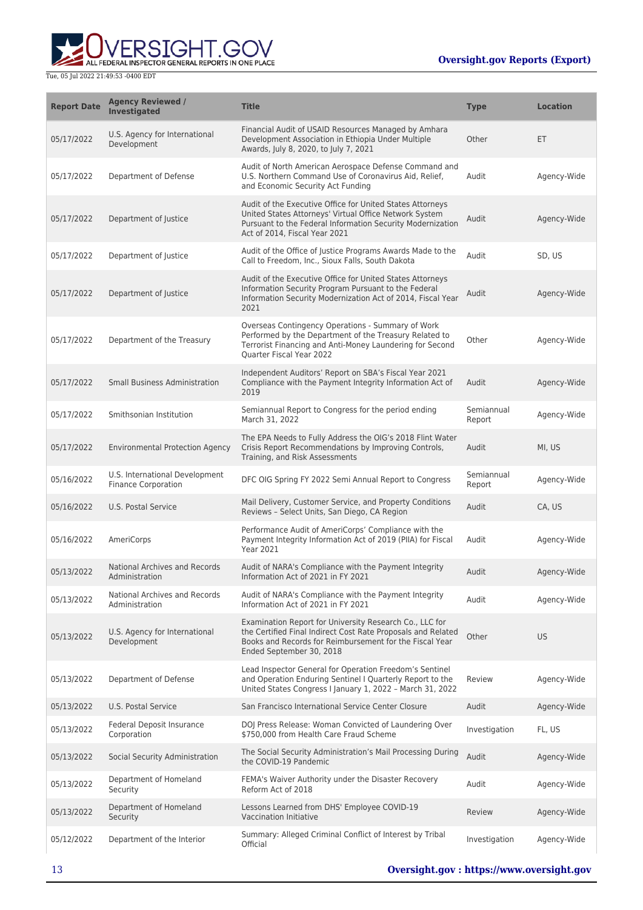| Report Date | Agency Reviewed / Investigated | Title | Type | Location |
|---|---|---|---|---|
| 05/17/2022 | U.S. Agency for International Development | Financial Audit of USAID Resources Managed by Amhara Development Association in Ethiopia Under Multiple Awards, July 8, 2020, to July 7, 2021 | Other | ET |
| 05/17/2022 | Department of Defense | Audit of North American Aerospace Defense Command and U.S. Northern Command Use of Coronavirus Aid, Relief, and Economic Security Act Funding | Audit | Agency-Wide |
| 05/17/2022 | Department of Justice | Audit of the Executive Office for United States Attorneys United States Attorneys' Virtual Office Network System Pursuant to the Federal Information Security Modernization Act of 2014, Fiscal Year 2021 | Audit | Agency-Wide |
| 05/17/2022 | Department of Justice | Audit of the Office of Justice Programs Awards Made to the Call to Freedom, Inc., Sioux Falls, South Dakota | Audit | SD, US |
| 05/17/2022 | Department of Justice | Audit of the Executive Office for United States Attorneys Information Security Program Pursuant to the Federal Information Security Modernization Act of 2014, Fiscal Year 2021 | Audit | Agency-Wide |
| 05/17/2022 | Department of the Treasury | Overseas Contingency Operations - Summary of Work Performed by the Department of the Treasury Related to Terrorist Financing and Anti-Money Laundering for Second Quarter Fiscal Year 2022 | Other | Agency-Wide |
| 05/17/2022 | Small Business Administration | Independent Auditors' Report on SBA's Fiscal Year 2021 Compliance with the Payment Integrity Information Act of 2019 | Audit | Agency-Wide |
| 05/17/2022 | Smithsonian Institution | Semiannual Report to Congress for the period ending March 31, 2022 | Semiannual Report | Agency-Wide |
| 05/17/2022 | Environmental Protection Agency | The EPA Needs to Fully Address the OIG's 2018 Flint Water Crisis Report Recommendations by Improving Controls, Training, and Risk Assessments | Audit | MI, US |
| 05/16/2022 | U.S. International Development Finance Corporation | DFC OIG Spring FY 2022 Semi Annual Report to Congress | Semiannual Report | Agency-Wide |
| 05/16/2022 | U.S. Postal Service | Mail Delivery, Customer Service, and Property Conditions Reviews – Select Units, San Diego, CA Region | Audit | CA, US |
| 05/16/2022 | AmeriCorps | Performance Audit of AmeriCorps' Compliance with the Payment Integrity Information Act of 2019 (PIIA) for Fiscal Year 2021 | Audit | Agency-Wide |
| 05/13/2022 | National Archives and Records Administration | Audit of NARA's Compliance with the Payment Integrity Information Act of 2021 in FY 2021 | Audit | Agency-Wide |
| 05/13/2022 | National Archives and Records Administration | Audit of NARA's Compliance with the Payment Integrity Information Act of 2021 in FY 2021 | Audit | Agency-Wide |
| 05/13/2022 | U.S. Agency for International Development | Examination Report for University Research Co., LLC for the Certified Final Indirect Cost Rate Proposals and Related Books and Records for Reimbursement for the Fiscal Year Ended September 30, 2018 | Other | US |
| 05/13/2022 | Department of Defense | Lead Inspector General for Operation Freedom's Sentinel and Operation Enduring Sentinel I Quarterly Report to the United States Congress I January 1, 2022 – March 31, 2022 | Review | Agency-Wide |
| 05/13/2022 | U.S. Postal Service | San Francisco International Service Center Closure | Audit | Agency-Wide |
| 05/13/2022 | Federal Deposit Insurance Corporation | DOJ Press Release: Woman Convicted of Laundering Over $750,000 from Health Care Fraud Scheme | Investigation | FL, US |
| 05/13/2022 | Social Security Administration | The Social Security Administration's Mail Processing During the COVID-19 Pandemic | Audit | Agency-Wide |
| 05/13/2022 | Department of Homeland Security | FEMA's Waiver Authority under the Disaster Recovery Reform Act of 2018 | Audit | Agency-Wide |
| 05/13/2022 | Department of Homeland Security | Lessons Learned from DHS' Employee COVID-19 Vaccination Initiative | Review | Agency-Wide |
| 05/12/2022 | Department of the Interior | Summary: Alleged Criminal Conflict of Interest by Tribal Official | Investigation | Agency-Wide |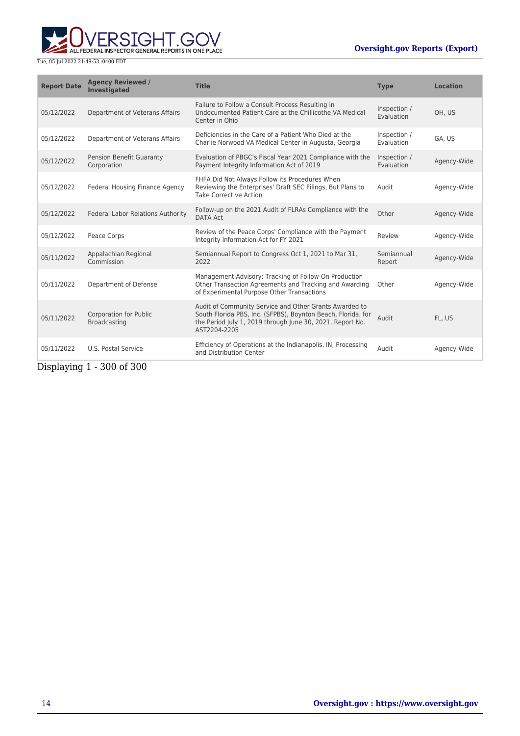| Report Date | Agency Reviewed / Investigated | Title | Type | Location |
|---|---|---|---|---|
| 05/12/2022 | Department of Veterans Affairs | Failure to Follow a Consult Process Resulting in Undocumented Patient Care at the Chillicothe VA Medical Center in Ohio | Inspection / Evaluation | OH, US |
| 05/12/2022 | Department of Veterans Affairs | Deficiencies in the Care of a Patient Who Died at the Charlie Norwood VA Medical Center in Augusta, Georgia | Inspection / Evaluation | GA, US |
| 05/12/2022 | Pension Benefit Guaranty Corporation | Evaluation of PBGC's Fiscal Year 2021 Compliance with the Payment Integrity Information Act of 2019 | Inspection / Evaluation | Agency-Wide |
| 05/12/2022 | Federal Housing Finance Agency | FHFA Did Not Always Follow its Procedures When Reviewing the Enterprises' Draft SEC Filings, But Plans to Take Corrective Action | Audit | Agency-Wide |
| 05/12/2022 | Federal Labor Relations Authority | Follow-up on the 2021 Audit of FLRAs Compliance with the DATA Act | Other | Agency-Wide |
| 05/12/2022 | Peace Corps | Review of the Peace Corps' Compliance with the Payment Integrity Information Act for FY 2021 | Review | Agency-Wide |
| 05/11/2022 | Appalachian Regional Commission | Semiannual Report to Congress Oct 1, 2021 to Mar 31, 2022 | Semiannual Report | Agency-Wide |
| 05/11/2022 | Department of Defense | Management Advisory: Tracking of Follow-On Production Other Transaction Agreements and Tracking and Awarding of Experimental Purpose Other Transactions | Other | Agency-Wide |
| 05/11/2022 | Corporation for Public Broadcasting | Audit of Community Service and Other Grants Awarded to South Florida PBS, Inc. (SFPBS), Boynton Beach, Florida, for the Period July 1, 2019 through June 30, 2021, Report No. AST2204-2205 | Audit | FL, US |
| 05/11/2022 | U.S. Postal Service | Efficiency of Operations at the Indianapolis, IN, Processing and Distribution Center | Audit | Agency-Wide |

Displaying 1 - 300 of 300